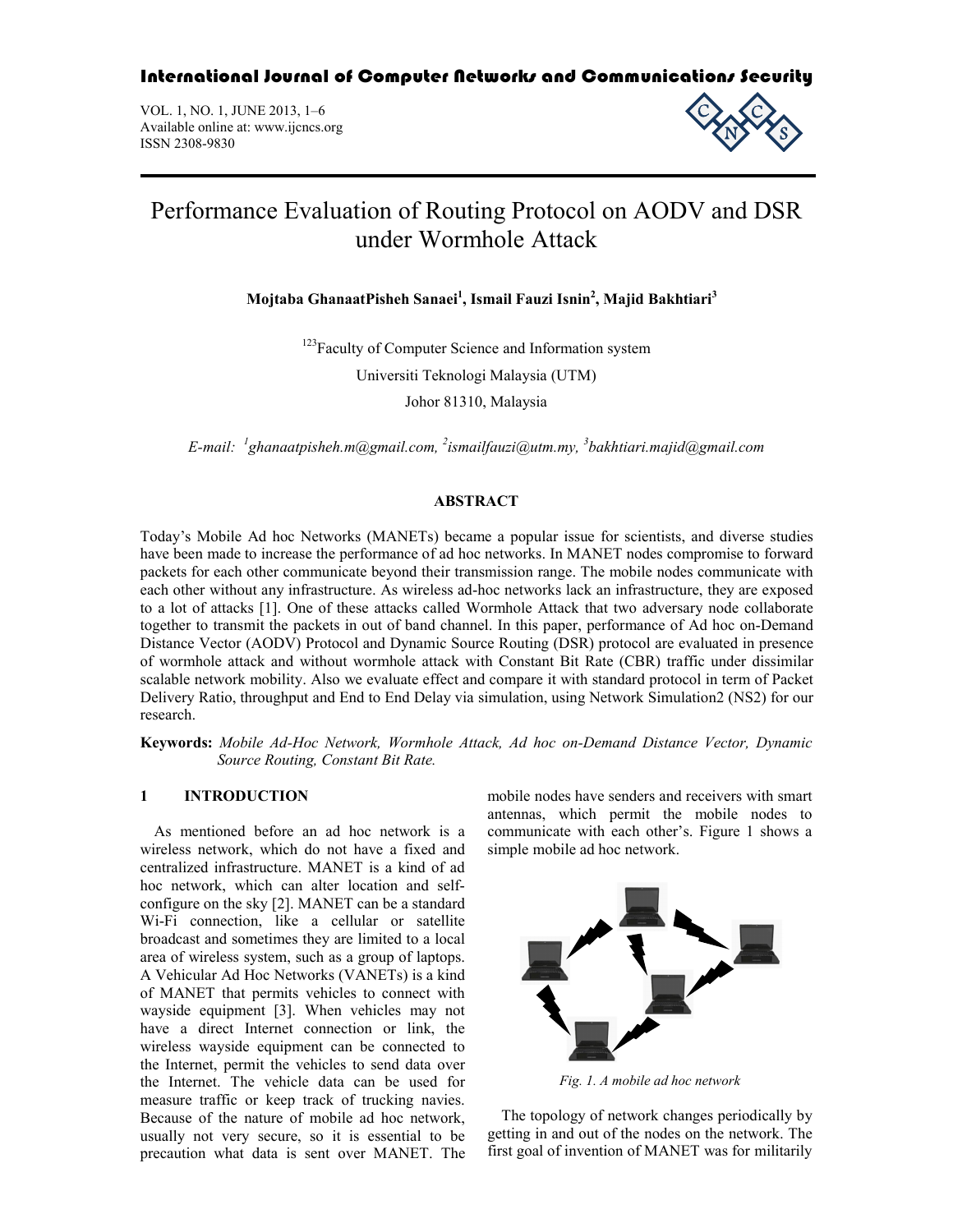# Performance Evaluation of Routing Protocol on AODV and DSR under Wormhole Attack

**Mojtaba GhanaatPisheh Sanaei[1], Ismail Fauzi Isnin[2], Majid Bakhtiari[3]**

[123]Faculty of Computer Science and Information system

Universiti Teknologi Malaysia (UTM)

Johor 81310, Malaysia

*E-mail: [1]ghanaatpisheh.m@gmail.com, [2]ismailfauzi@utm.my, [3]bakhtiari.majid@gmail.com*

## ABSTRACT

Today's Mobile Ad hoc Networks (MANETs) became a popular issue for scientists, and diverse studies have been made to increase the performance of ad hoc networks. In MANET nodes compromise to forward packets for each other communicate beyond their transmission range. The mobile nodes communicate with each other without any infrastructure. As wireless ad-hoc networks lack an infrastructure, they are exposed to a lot of attacks [1]. One of these attacks called Wormhole Attack that two adversary node collaborate together to transmit the packets in out of band channel. In this paper, performance of Ad hoc on-Demand Distance Vector (AODV) Protocol and Dynamic Source Routing (DSR) protocol are evaluated in presence of wormhole attack and without wormhole attack with Constant Bit Rate (CBR) traffic under dissimilar scalable network mobility. Also we evaluate effect and compare it with standard protocol in term of Packet Delivery Ratio, throughput and End to End Delay via simulation, using Network Simulation2 (NS2) for our research.

**Keywords:** *Mobile Ad-Hoc Network, Wormhole Attack, Ad hoc on-Demand Distance Vector, Dynamic Source Routing, Constant Bit Rate.*

## 1 INTRODUCTION

As mentioned before an ad hoc network is a wireless network, which do not have a fixed and centralized infrastructure. MANET is a kind of ad hoc network, which can alter location and self-configure on the sky [2]. MANET can be a standard Wi-Fi connection, like a cellular or satellite broadcast and sometimes they are limited to a local area of wireless system, such as a group of laptops. A Vehicular Ad Hoc Networks (VANETs) is a kind of MANET that permits vehicles to connect with wayside equipment [3]. When vehicles may not have a direct Internet connection or link, the wireless wayside equipment can be connected to the Internet, permit the vehicles to send data over the Internet. The vehicle data can be used for measure traffic or keep track of trucking navies. Because of the nature of mobile ad hoc network, usually not very secure, so it is essential to be precaution what data is sent over MANET. The mobile nodes have senders and receivers with smart antennas, which permit the mobile nodes to communicate with each other's. Figure 1 shows a simple mobile ad hoc network.

*Fig. 1. A mobile ad hoc network*

The topology of network changes periodically by getting in and out of the nodes on the network. The first goal of invention of MANET was for militarily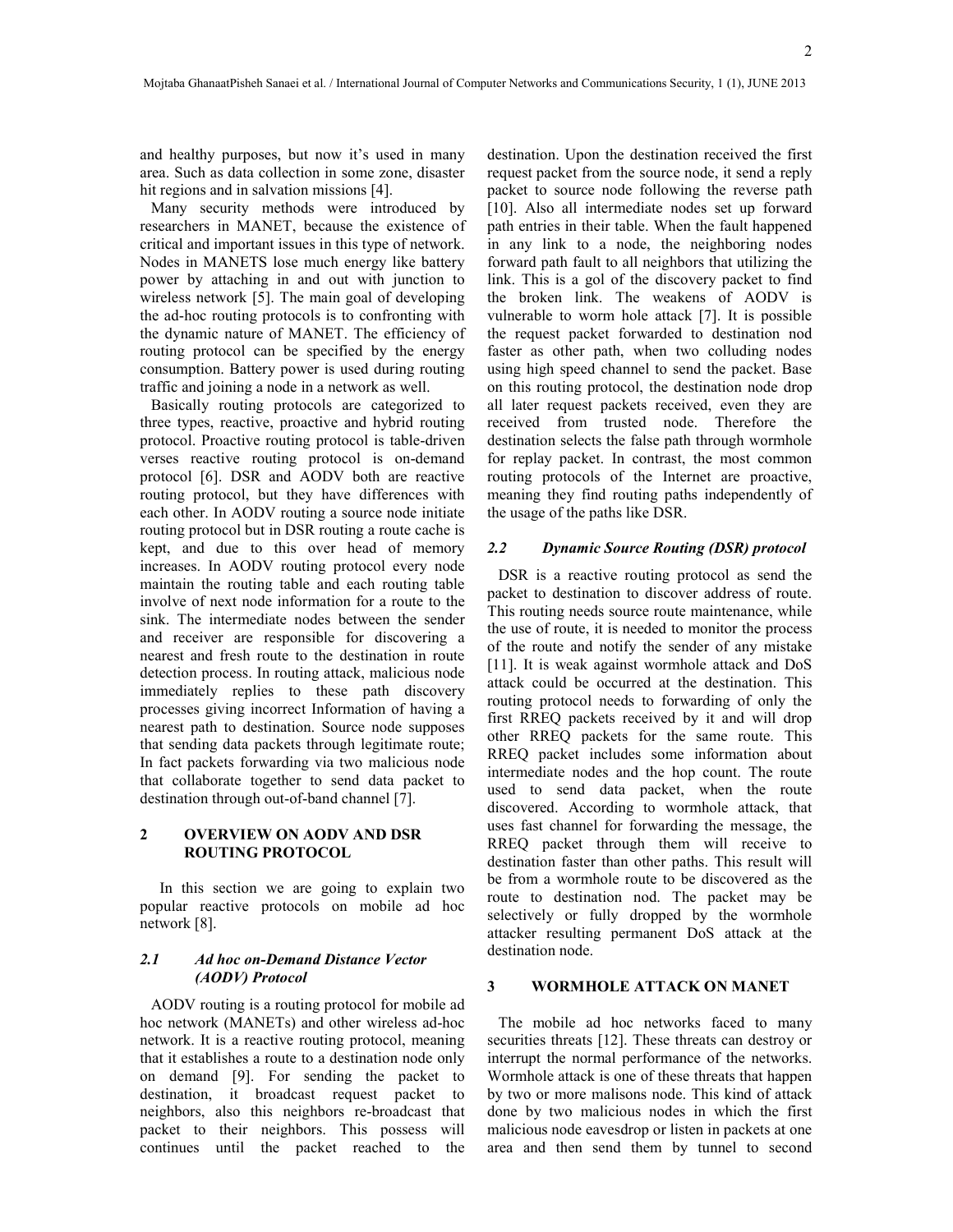and healthy purposes, but now it's used in many area. Such as data collection in some zone, disaster hit regions and in salvation missions [4].

Many security methods were introduced by researchers in MANET, because the existence of critical and important issues in this type of network. Nodes in MANETS lose much energy like battery power by attaching in and out with junction to wireless network [5]. The main goal of developing the ad-hoc routing protocols is to confronting with the dynamic nature of MANET. The efficiency of routing protocol can be specified by the energy consumption. Battery power is used during routing traffic and joining a node in a network as well.

Basically routing protocols are categorized to three types, reactive, proactive and hybrid routing protocol. Proactive routing protocol is table-driven verses reactive routing protocol is on-demand protocol [6]. DSR and AODV both are reactive routing protocol, but they have differences with each other. In AODV routing a source node initiate routing protocol but in DSR routing a route cache is kept, and due to this over head of memory increases. In AODV routing protocol every node maintain the routing table and each routing table involve of next node information for a route to the sink. The intermediate nodes between the sender and receiver are responsible for discovering a nearest and fresh route to the destination in route detection process. In routing attack, malicious node immediately replies to these path discovery processes giving incorrect Information of having a nearest path to destination. Source node supposes that sending data packets through legitimate route; In fact packets forwarding via two malicious node that collaborate together to send data packet to destination through out-of-band channel [7].

## 2 OVERVIEW ON AODV AND DSR ROUTING PROTOCOL

In this section we are going to explain two popular reactive protocols on mobile ad hoc network [8].

### *2.1 Ad hoc on-Demand Distance Vector (AODV) Protocol*

AODV routing is a routing protocol for mobile ad hoc network (MANETs) and other wireless ad-hoc network. It is a reactive routing protocol, meaning that it establishes a route to a destination node only on demand [9]. For sending the packet to destination, it broadcast request packet to neighbors, also this neighbors re-broadcast that packet to their neighbors. This possess will continues until the packet reached to the destination. Upon the destination received the first request packet from the source node, it send a reply packet to source node following the reverse path [10]. Also all intermediate nodes set up forward path entries in their table. When the fault happened in any link to a node, the neighboring nodes forward path fault to all neighbors that utilizing the link. This is a gol of the discovery packet to find the broken link. The weakens of AODV is vulnerable to worm hole attack [7]. It is possible the request packet forwarded to destination nod faster as other path, when two colluding nodes using high speed channel to send the packet. Base on this routing protocol, the destination node drop all later request packets received, even they are received from trusted node. Therefore the destination selects the false path through wormhole for replay packet. In contrast, the most common routing protocols of the Internet are proactive, meaning they find routing paths independently of the usage of the paths like DSR.

### *2.2 Dynamic Source Routing (DSR) protocol*

DSR is a reactive routing protocol as send the packet to destination to discover address of route. This routing needs source route maintenance, while the use of route, it is needed to monitor the process of the route and notify the sender of any mistake [11]. It is weak against wormhole attack and DoS attack could be occurred at the destination. This routing protocol needs to forwarding of only the first RREQ packets received by it and will drop other RREQ packets for the same route. This RREQ packet includes some information about intermediate nodes and the hop count. The route used to send data packet, when the route discovered. According to wormhole attack, that uses fast channel for forwarding the message, the RREQ packet through them will receive to destination faster than other paths. This result will be from a wormhole route to be discovered as the route to destination nod. The packet may be selectively or fully dropped by the wormhole attacker resulting permanent DoS attack at the destination node.

## 3 WORMHOLE ATTACK ON MANET

The mobile ad hoc networks faced to many securities threats [12]. These threats can destroy or interrupt the normal performance of the networks. Wormhole attack is one of these threats that happen by two or more malisons node. This kind of attack done by two malicious nodes in which the first malicious node eavesdrop or listen in packets at one area and then send them by tunnel to second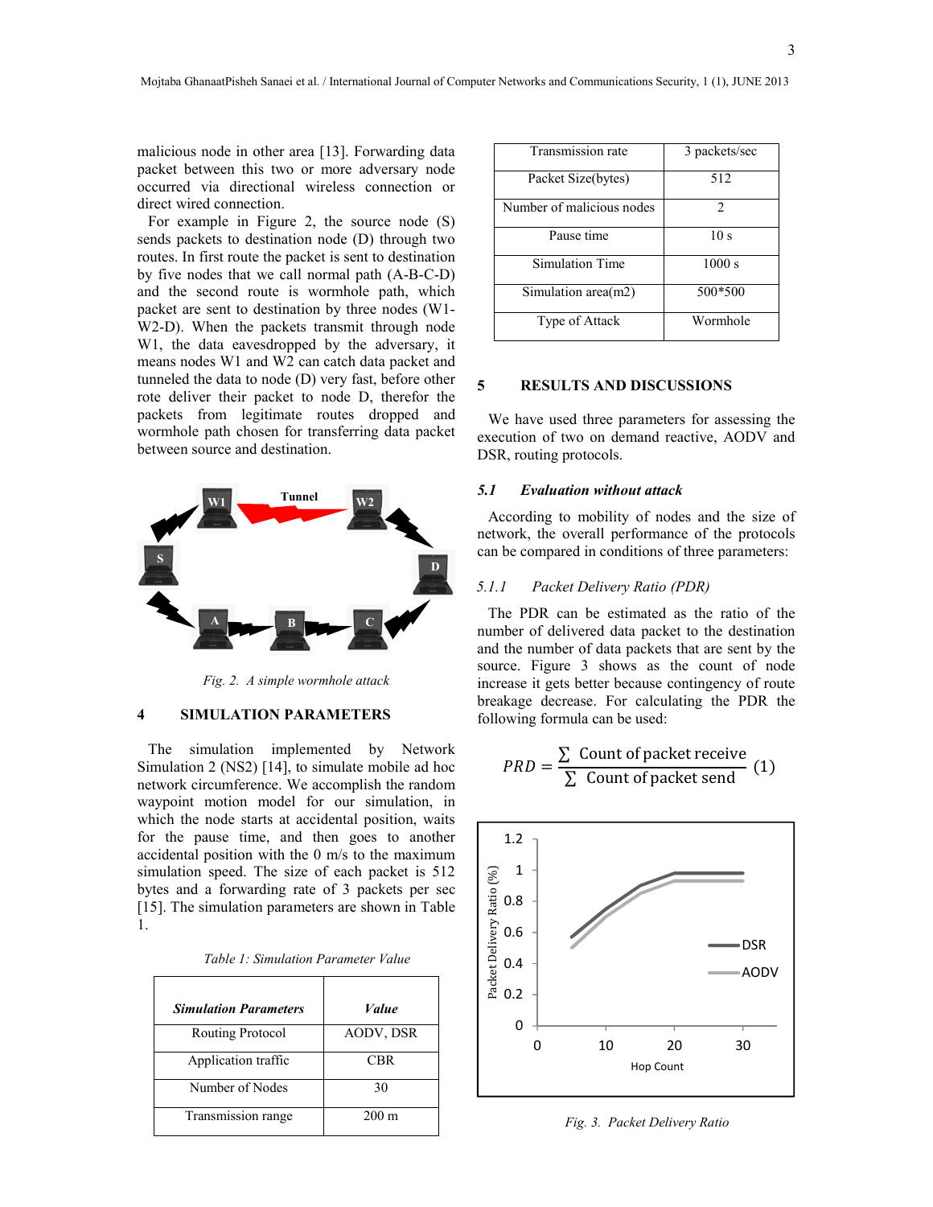malicious node in other area [13]. Forwarding data packet between this two or more adversary node occurred via directional wireless connection or direct wired connection.

For example in Figure 2, the source node (S) sends packets to destination node (D) through two routes. In first route the packet is sent to destination by five nodes that we call normal path (A-B-C-D) and the second route is wormhole path, which packet are sent to destination by three nodes (W1-W2-D). When the packets transmit through node W1, the data eavesdropped by the adversary, it means nodes W1 and W2 can catch data packet and tunneled the data to node (D) very fast, before other rote deliver their packet to node D, therefor the packets from legitimate routes dropped and wormhole path chosen for transferring data packet between source and destination.

*Fig. 2. A simple wormhole attack*

## 4 SIMULATION PARAMETERS

The simulation implemented by Network Simulation 2 (NS2) [14], to simulate mobile ad hoc network circumference. We accomplish the random waypoint motion model for our simulation, in which the node starts at accidental position, waits for the pause time, and then goes to another accidental position with the 0 m/s to the maximum simulation speed. The size of each packet is 512 bytes and a forwarding rate of 3 packets per sec [15]. The simulation parameters are shown in Table 1.

*Table 1: Simulation Parameter Value*

| ***Simulation Parameters*** | ***Value*** |
|---|---|
| Routing Protocol | AODV, DSR |
| Application traffic | CBR |
| Number of Nodes | 30 |
| Transmission range | 200 m |
| Transmission rate | 3 packets/sec |
| Packet Size(bytes) | 512 |
| Number of malicious nodes | 2 |
| Pause time | 10 s |
| Simulation Time | 1000 s |
| Simulation area(m2) | 500*500 |
| Type of Attack | Wormhole |

## 5 RESULTS AND DISCUSSIONS

We have used three parameters for assessing the execution of two on demand reactive, AODV and DSR, routing protocols.

### *5.1 Evaluation without attack*

According to mobility of nodes and the size of network, the overall performance of the protocols can be compared in conditions of three parameters:

#### *5.1.1 Packet Delivery Ratio (PDR)*

The PDR can be estimated as the ratio of the number of delivered data packet to the destination and the number of data packets that are sent by the source. Figure 3 shows as the count of node increase it gets better because contingency of route breakage decrease. For calculating the PDR the following formula can be used:

$$PRD = \frac{\sum \text{Count of packet receive}}{\sum \text{Count of packet send}} \quad (1)$$

*Fig. 3. Packet Delivery Ratio*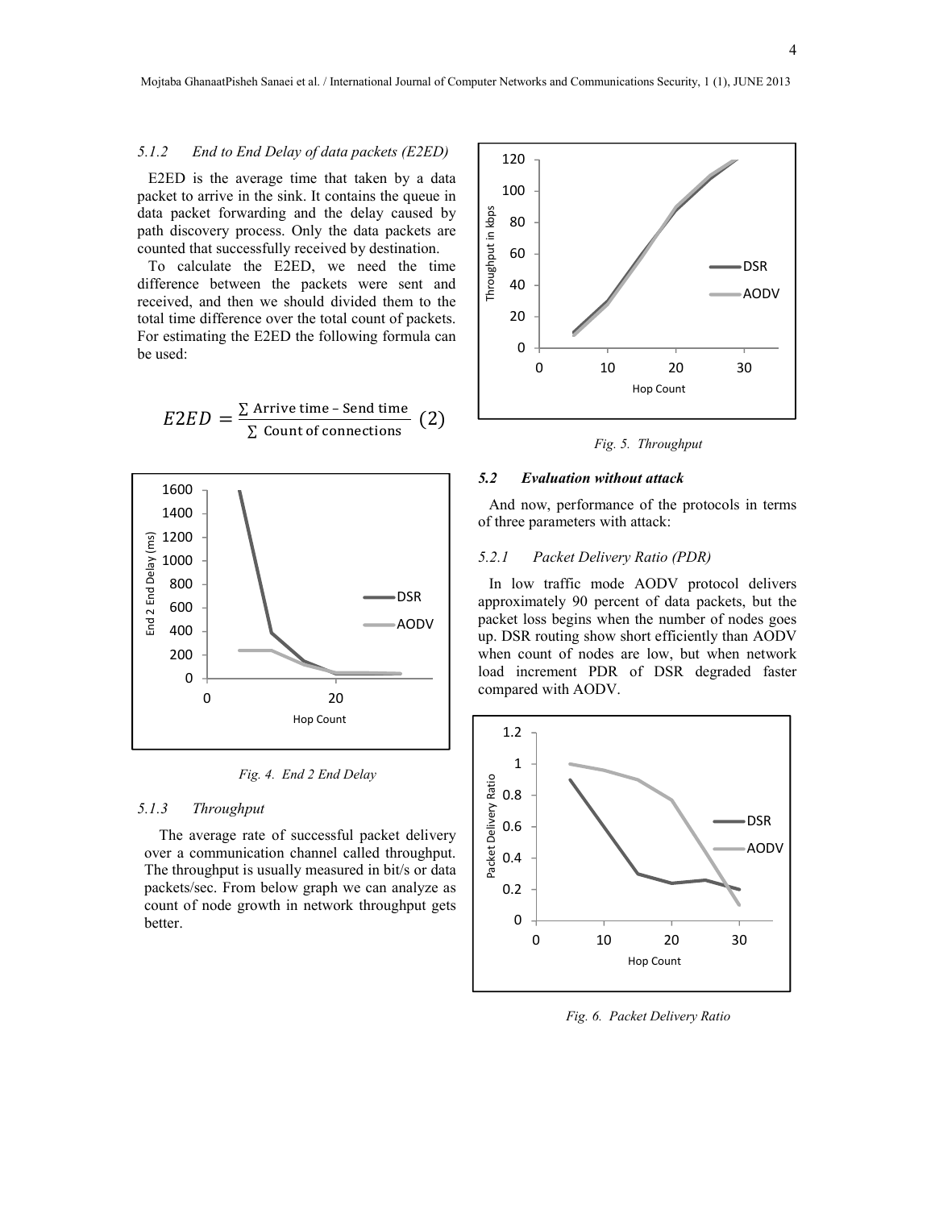#### 5.1.2 End to End Delay of data packets (E2ED)

E2ED is the average time that taken by a data packet to arrive in the sink. It contains the queue in data packet forwarding and the delay caused by path discovery process. Only the data packets are counted that successfully received by destination.

To calculate the E2ED, we need the time difference between the packets were sent and received, and then we should divided them to the total time difference over the total count of packets. For estimating the E2ED the following formula can be used:

$$E2ED = \frac{\sum \text{Arrive time} - \text{Send time}}{\sum \text{Count of connections}} \quad (2)$$

*Fig. 4. End 2 End Delay*

#### 5.1.3 Throughput

The average rate of successful packet delivery over a communication channel called throughput. The throughput is usually measured in bit/s or data packets/sec. From below graph we can analyze as count of node growth in network throughput gets better.

*Fig. 5. Throughput*

### 5.2 Evaluation without attack

And now, performance of the protocols in terms of three parameters with attack:

#### 5.2.1 Packet Delivery Ratio (PDR)

In low traffic mode AODV protocol delivers approximately 90 percent of data packets, but the packet loss begins when the number of nodes goes up. DSR routing show short efficiently than AODV when count of nodes are low, but when network load increment PDR of DSR degraded faster compared with AODV.

*Fig. 6. Packet Delivery Ratio*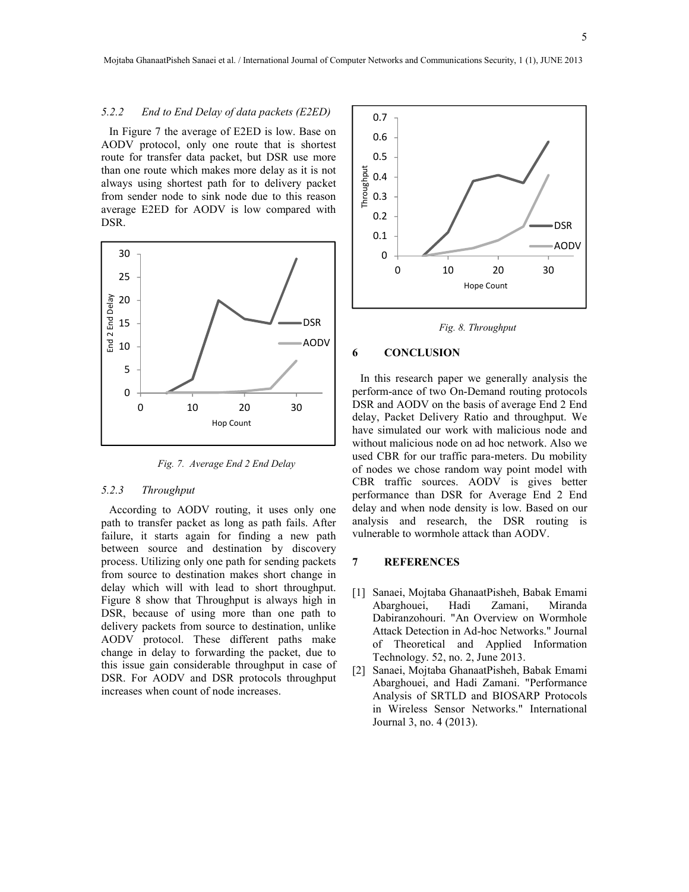### 5.2.2 *End to End Delay of data packets (E2ED)*

In Figure 7 the average of E2ED is low. Base on AODV protocol, only one route that is shortest route for transfer data packet, but DSR use more than one route which makes more delay as it is not always using shortest path for to delivery packet from sender node to sink node due to this reason average E2ED for AODV is low compared with DSR.

*Fig. 7. Average End 2 End Delay*

### 5.2.3 *Throughput*

According to AODV routing, it uses only one path to transfer packet as long as path fails. After failure, it starts again for finding a new path between source and destination by discovery process. Utilizing only one path for sending packets from source to destination makes short change in delay which will with lead to short throughput. Figure 8 show that Throughput is always high in DSR, because of using more than one path to delivery packets from source to destination, unlike AODV protocol. These different paths make change in delay to forwarding the packet, due to this issue gain considerable throughput in case of DSR. For AODV and DSR protocols throughput increases when count of node increases.

*Fig. 8. Throughput*

## 6 CONCLUSION

In this research paper we generally analysis the perform-ance of two On-Demand routing protocols DSR and AODV on the basis of average End 2 End delay, Packet Delivery Ratio and throughput. We have simulated our work with malicious node and without malicious node on ad hoc network. Also we used CBR for our traffic para-meters. Du mobility of nodes we chose random way point model with CBR traffic sources. AODV is gives better performance than DSR for Average End 2 End delay and when node density is low. Based on our analysis and research, the DSR routing is vulnerable to wormhole attack than AODV.

## 7 REFERENCES

[1] Sanaei, Mojtaba GhanaatPisheh, Babak Emami Abarghouei, Hadi Zamani, Miranda Dabiranzohouri. "An Overview on Wormhole Attack Detection in Ad-hoc Networks." Journal of Theoretical and Applied Information Technology. 52, no. 2, June 2013.

[2] Sanaei, Mojtaba GhanaatPisheh, Babak Emami Abarghouei, and Hadi Zamani. "Performance Analysis of SRTLD and BIOSARP Protocols in Wireless Sensor Networks." International Journal 3, no. 4 (2013).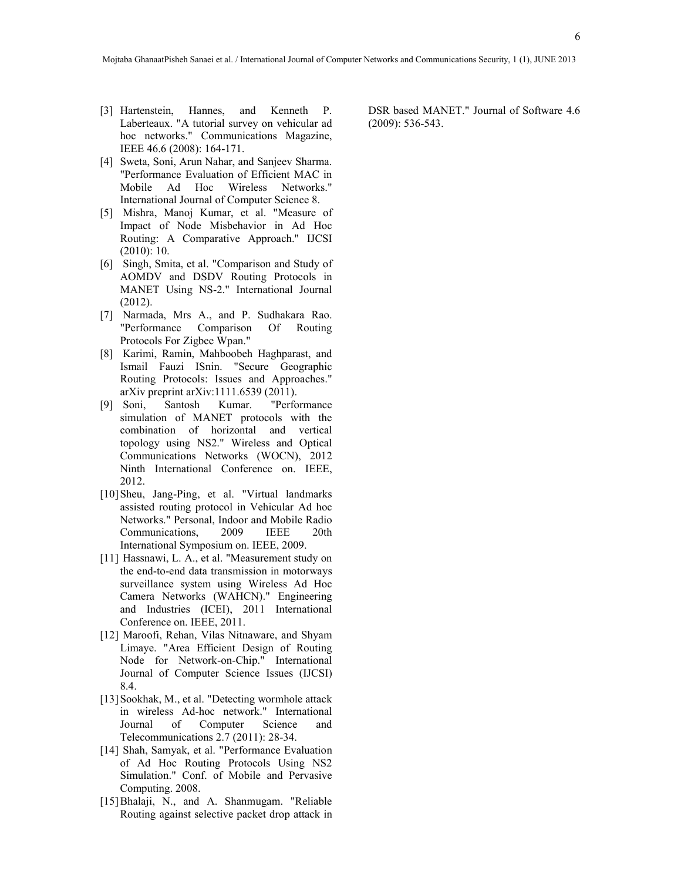[3] Hartenstein, Hannes, and Kenneth P. Laberteaux. "A tutorial survey on vehicular ad hoc networks." Communications Magazine, IEEE 46.6 (2008): 164-171.

[4] Sweta, Soni, Arun Nahar, and Sanjeev Sharma. "Performance Evaluation of Efficient MAC in Mobile Ad Hoc Wireless Networks." International Journal of Computer Science 8.

[5] Mishra, Manoj Kumar, et al. "Measure of Impact of Node Misbehavior in Ad Hoc Routing: A Comparative Approach." IJCSI (2010): 10.

[6] Singh, Smita, et al. "Comparison and Study of AOMDV and DSDV Routing Protocols in MANET Using NS-2." International Journal (2012).

[7] Narmada, Mrs A., and P. Sudhakara Rao. "Performance Comparison Of Routing Protocols For Zigbee Wpan."

[8] Karimi, Ramin, Mahboobeh Haghparast, and Ismail Fauzi ISnin. "Secure Geographic Routing Protocols: Issues and Approaches." arXiv preprint arXiv:1111.6539 (2011).

[9] Soni, Santosh Kumar. "Performance simulation of MANET protocols with the combination of horizontal and vertical topology using NS2." Wireless and Optical Communications Networks (WOCN), 2012 Ninth International Conference on. IEEE, 2012.

[10] Sheu, Jang-Ping, et al. "Virtual landmarks assisted routing protocol in Vehicular Ad hoc Networks." Personal, Indoor and Mobile Radio Communications, 2009 IEEE 20th International Symposium on. IEEE, 2009.

[11] Hassnawi, L. A., et al. "Measurement study on the end-to-end data transmission in motorways surveillance system using Wireless Ad Hoc Camera Networks (WAHCN)." Engineering and Industries (ICEI), 2011 International Conference on. IEEE, 2011.

[12] Maroofi, Rehan, Vilas Nitnaware, and Shyam Limaye. "Area Efficient Design of Routing Node for Network-on-Chip." International Journal of Computer Science Issues (IJCSI) 8.4.

[13] Sookhak, M., et al. "Detecting wormhole attack in wireless Ad-hoc network." International Journal of Computer Science and Telecommunications 2.7 (2011): 28-34.

[14] Shah, Samyak, et al. "Performance Evaluation of Ad Hoc Routing Protocols Using NS2 Simulation." Conf. of Mobile and Pervasive Computing. 2008.

[15] Bhalaji, N., and A. Shanmugam. "Reliable Routing against selective packet drop attack in DSR based MANET." Journal of Software 4.6 (2009): 536-543.